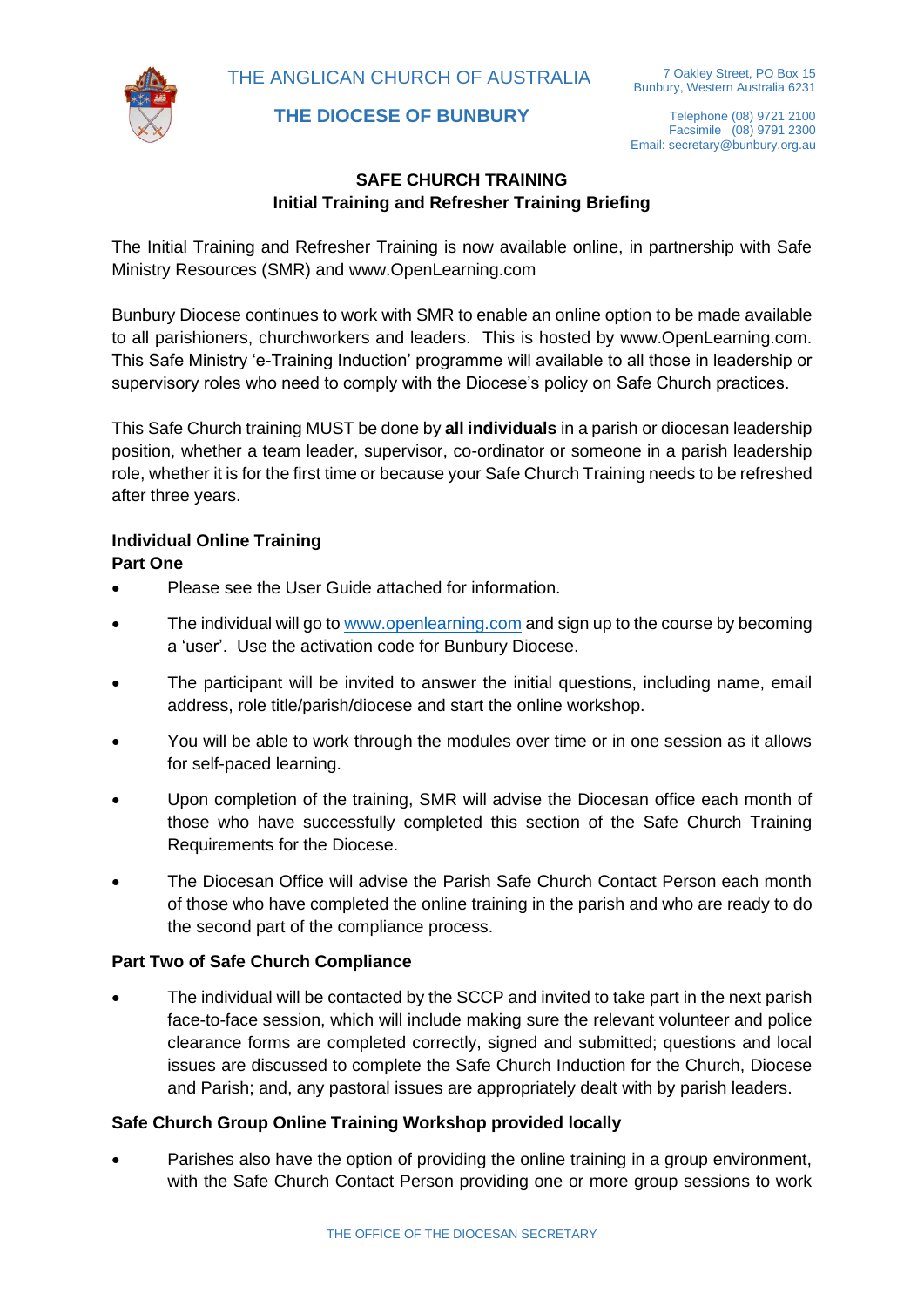THE ANGLICAN CHURCH OF AUSTRALIA

**THE DIOCESE OF BUNBURY**

7 Oakley Street, PO Box 15
Bunbury, Western Australia 6231

Telephone (08) 9721 2100
Facsimile (08) 9791 2300
Email: secretary@bunbury.org.au

## SAFE CHURCH TRAINING
## Initial Training and Refresher Training Briefing

The Initial Training and Refresher Training is now available online, in partnership with Safe Ministry Resources (SMR) and www.OpenLearning.com

Bunbury Diocese continues to work with SMR to enable an online option to be made available to all parishioners, churchworkers and leaders. This is hosted by www.OpenLearning.com. This Safe Ministry 'e-Training Induction' programme will available to all those in leadership or supervisory roles who need to comply with the Diocese's policy on Safe Church practices.

This Safe Church training MUST be done by **all individuals** in a parish or diocesan leadership position, whether a team leader, supervisor, co-ordinator or someone in a parish leadership role, whether it is for the first time or because your Safe Church Training needs to be refreshed after three years.

**Individual Online Training**
**Part One**

- Please see the User Guide attached for information.
- The individual will go to www.openlearning.com and sign up to the course by becoming a 'user'. Use the activation code for Bunbury Diocese.
- The participant will be invited to answer the initial questions, including name, email address, role title/parish/diocese and start the online workshop.
- You will be able to work through the modules over time or in one session as it allows for self-paced learning.
- Upon completion of the training, SMR will advise the Diocesan office each month of those who have successfully completed this section of the Safe Church Training Requirements for the Diocese.
- The Diocesan Office will advise the Parish Safe Church Contact Person each month of those who have completed the online training in the parish and who are ready to do the second part of the compliance process.

**Part Two of Safe Church Compliance**

- The individual will be contacted by the SCCP and invited to take part in the next parish face-to-face session, which will include making sure the relevant volunteer and police clearance forms are completed correctly, signed and submitted; questions and local issues are discussed to complete the Safe Church Induction for the Church, Diocese and Parish; and, any pastoral issues are appropriately dealt with by parish leaders.

**Safe Church Group Online Training Workshop provided locally**

- Parishes also have the option of providing the online training in a group environment, with the Safe Church Contact Person providing one or more group sessions to work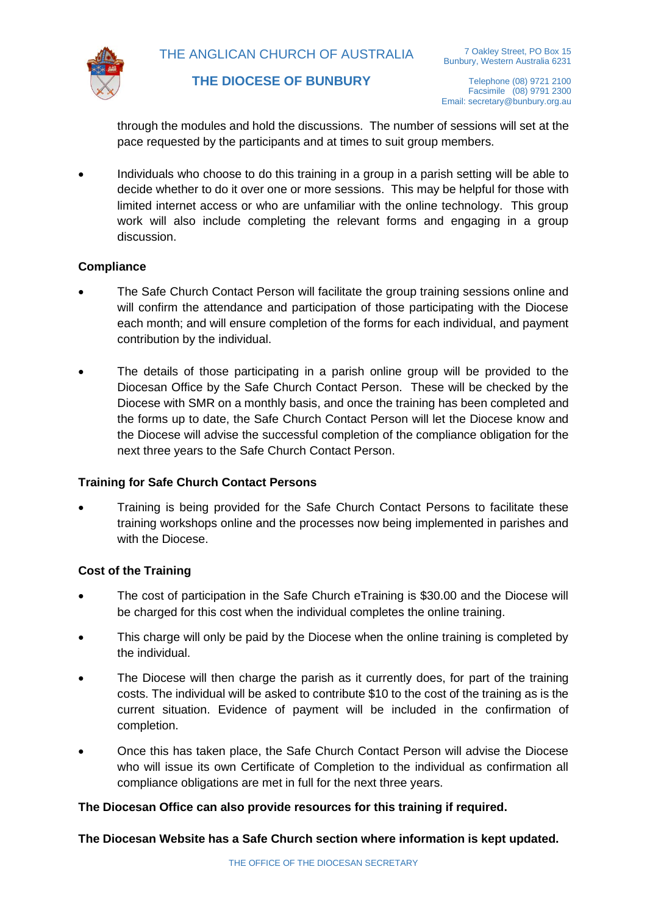through the modules and hold the discussions. The number of sessions will set at the pace requested by the participants and at times to suit group members.

- Individuals who choose to do this training in a group in a parish setting will be able to decide whether to do it over one or more sessions. This may be helpful for those with limited internet access or who are unfamiliar with the online technology. This group work will also include completing the relevant forms and engaging in a group discussion.

**Compliance**

- The Safe Church Contact Person will facilitate the group training sessions online and will confirm the attendance and participation of those participating with the Diocese each month; and will ensure completion of the forms for each individual, and payment contribution by the individual.

- The details of those participating in a parish online group will be provided to the Diocesan Office by the Safe Church Contact Person. These will be checked by the Diocese with SMR on a monthly basis, and once the training has been completed and the forms up to date, the Safe Church Contact Person will let the Diocese know and the Diocese will advise the successful completion of the compliance obligation for the next three years to the Safe Church Contact Person.

**Training for Safe Church Contact Persons**

- Training is being provided for the Safe Church Contact Persons to facilitate these training workshops online and the processes now being implemented in parishes and with the Diocese.

**Cost of the Training**

- The cost of participation in the Safe Church eTraining is $30.00 and the Diocese will be charged for this cost when the individual completes the online training.

- This charge will only be paid by the Diocese when the online training is completed by the individual.

- The Diocese will then charge the parish as it currently does, for part of the training costs. The individual will be asked to contribute $10 to the cost of the training as is the current situation. Evidence of payment will be included in the confirmation of completion.

- Once this has taken place, the Safe Church Contact Person will advise the Diocese who will issue its own Certificate of Completion to the individual as confirmation all compliance obligations are met in full for the next three years.

**The Diocesan Office can also provide resources for this training if required.**

**The Diocesan Website has a Safe Church section where information is kept updated.**